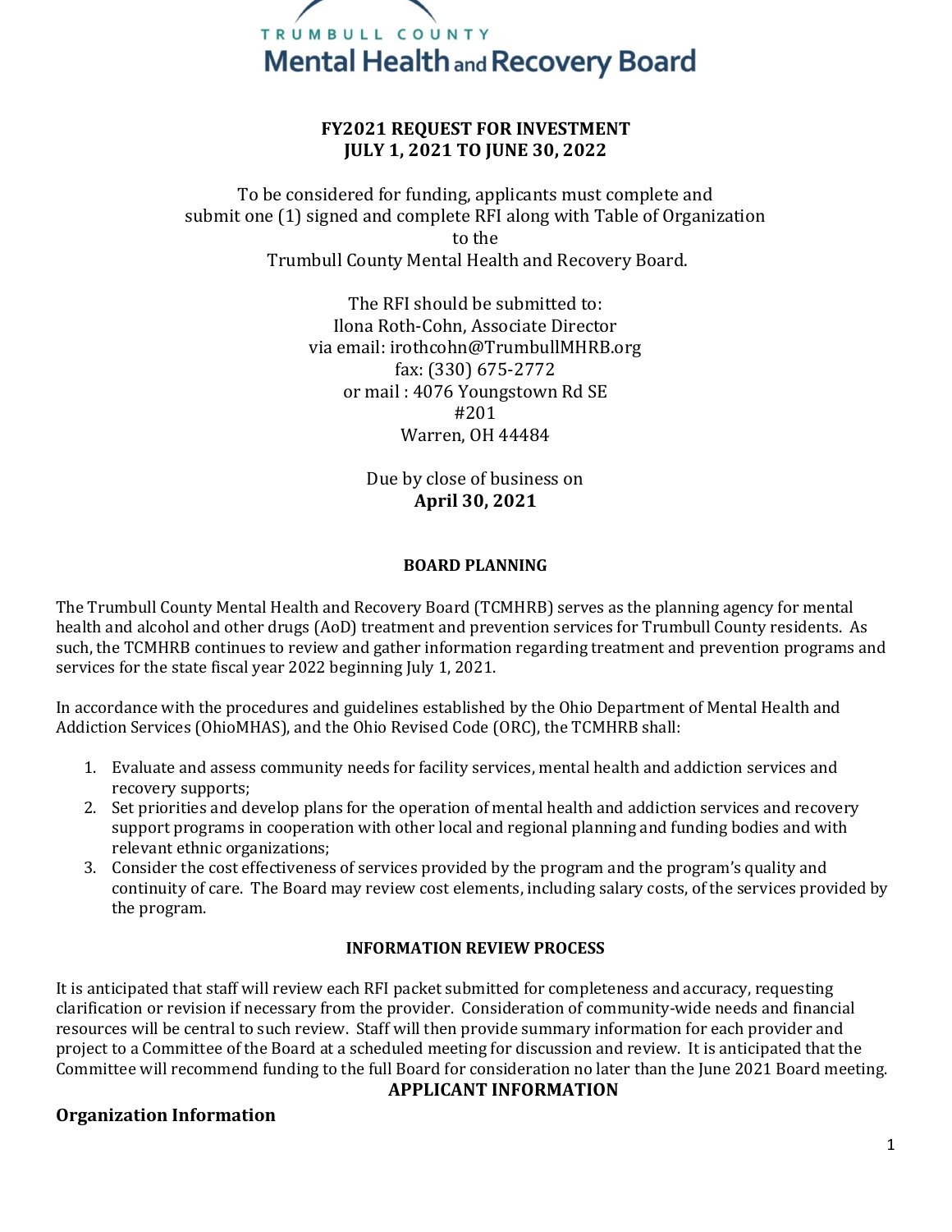TRUMBULL COUNTY

# Mental Health and Recovery Board

**FY2021 REQUEST FOR INVESTMENT**
**JULY 1, 2021 TO JUNE 30, 2022**

To be considered for funding, applicants must complete and submit one (1) signed and complete RFI along with Table of Organization to the Trumbull County Mental Health and Recovery Board.

The RFI should be submitted to:
Ilona Roth-Cohn, Associate Director
via email: irothcohn@TrumbullMHRB.org
fax: (330) 675-2772
or mail : 4076 Youngstown Rd SE
#201
Warren, OH 44484

Due by close of business on
**April 30, 2021**

## BOARD PLANNING

The Trumbull County Mental Health and Recovery Board (TCMHRB) serves as the planning agency for mental health and alcohol and other drugs (AoD) treatment and prevention services for Trumbull County residents. As such, the TCMHRB continues to review and gather information regarding treatment and prevention programs and services for the state fiscal year 2022 beginning July 1, 2021.

In accordance with the procedures and guidelines established by the Ohio Department of Mental Health and Addiction Services (OhioMHAS), and the Ohio Revised Code (ORC), the TCMHRB shall:

1. Evaluate and assess community needs for facility services, mental health and addiction services and recovery supports;
2. Set priorities and develop plans for the operation of mental health and addiction services and recovery support programs in cooperation with other local and regional planning and funding bodies and with relevant ethnic organizations;
3. Consider the cost effectiveness of services provided by the program and the program's quality and continuity of care. The Board may review cost elements, including salary costs, of the services provided by the program.

## INFORMATION REVIEW PROCESS

It is anticipated that staff will review each RFI packet submitted for completeness and accuracy, requesting clarification or revision if necessary from the provider. Consideration of community-wide needs and financial resources will be central to such review. Staff will then provide summary information for each provider and project to a Committee of the Board at a scheduled meeting for discussion and review. It is anticipated that the Committee will recommend funding to the full Board for consideration no later than the June 2021 Board meeting.

## APPLICANT INFORMATION

### Organization Information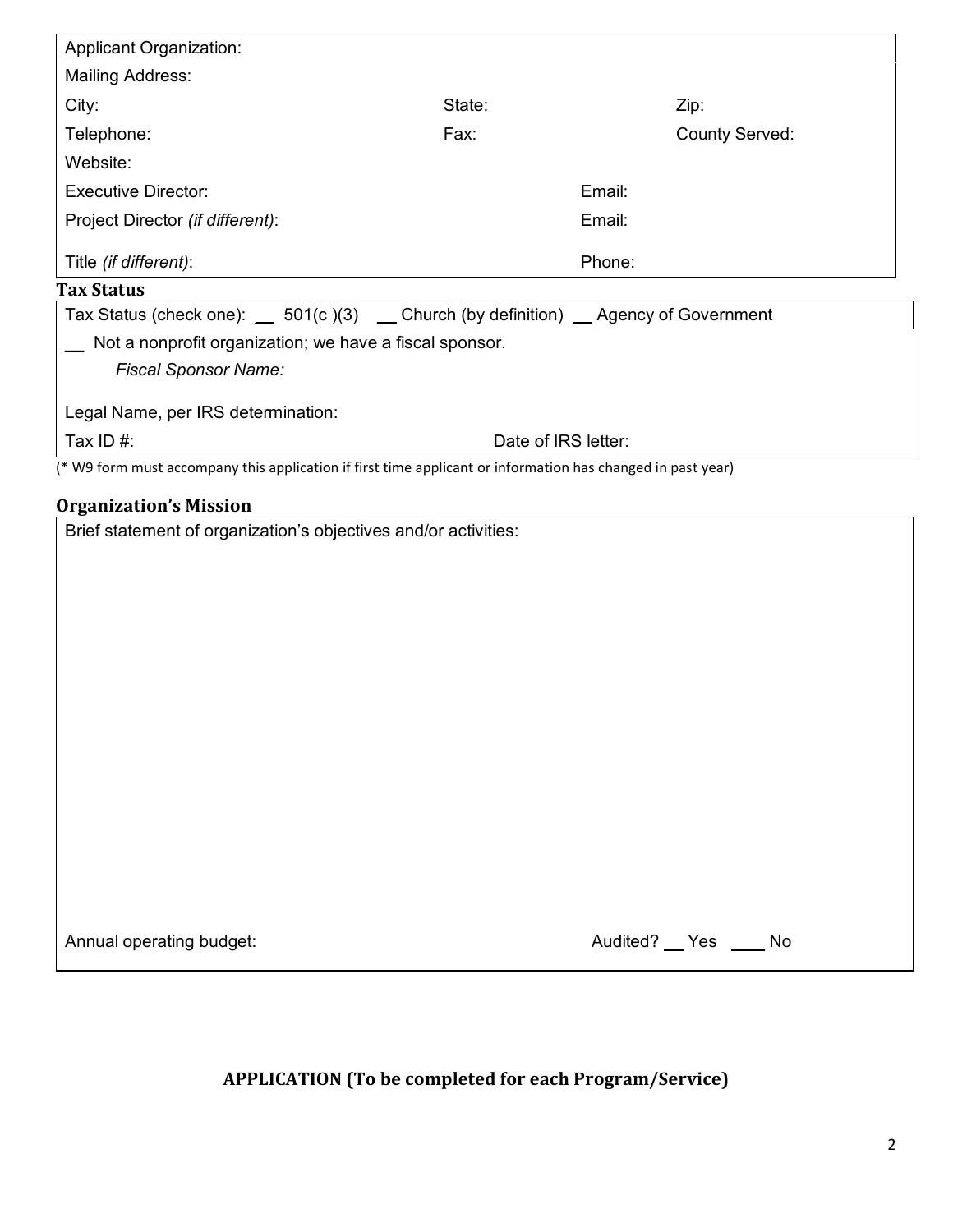| | | |
|---|---|---|
| Applicant Organization: | | |
| Mailing Address: | | |
| City: | State: | Zip: |
| Telephone: | Fax: | County Served: |
| Website: | | |
| Executive Director: | Email: | |
| Project Director *(if different)*: | Email: | |
| Title *(if different)*: | Phone: | |

### Tax Status

Tax Status (check one): __ 501(c )(3) __ Church (by definition) __ Agency of Government

__ Not a nonprofit organization; we have a fiscal sponsor.

*Fiscal Sponsor Name:*

Legal Name, per IRS determination:

Tax ID #: Date of IRS letter:

(* W9 form must accompany this application if first time applicant or information has changed in past year)

### Organization's Mission

Brief statement of organization's objectives and/or activities:

Annual operating budget: Audited? __ Yes ____ No

**APPLICATION (To be completed for each Program/Service)**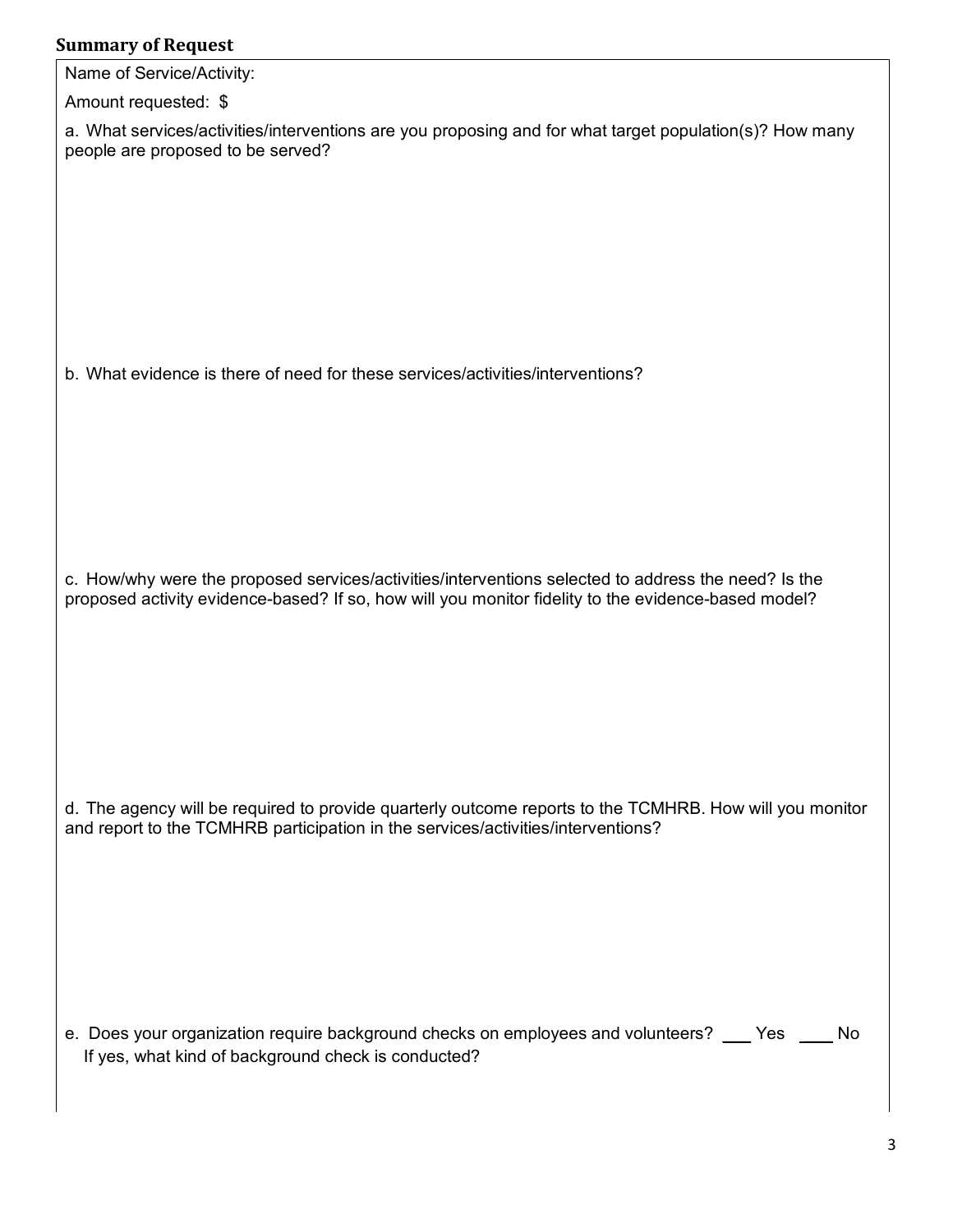## Summary of Request

Name of Service/Activity:

Amount requested: $

a. What services/activities/interventions are you proposing and for what target population(s)? How many people are proposed to be served?

b. What evidence is there of need for these services/activities/interventions?

c. How/why were the proposed services/activities/interventions selected to address the need? Is the proposed activity evidence-based? If so, how will you monitor fidelity to the evidence-based model?

d. The agency will be required to provide quarterly outcome reports to the TCMHRB. How will you monitor and report to the TCMHRB participation in the services/activities/interventions?

e. Does your organization require background checks on employees and volunteers? ___ Yes ___ No
If yes, what kind of background check is conducted?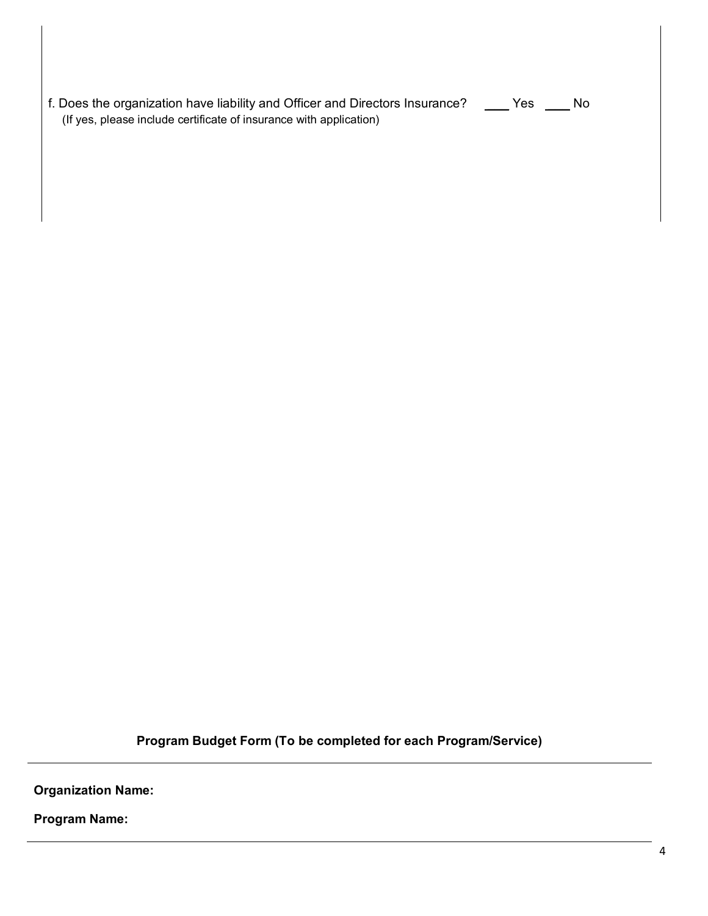f. Does the organization have liability and Officer and Directors Insurance? \_\_\_ Yes \_\_\_ No
(If yes, please include certificate of insurance with application)

**Program Budget Form (To be completed for each Program/Service)**

---

**Organization Name:**

**Program Name:**

---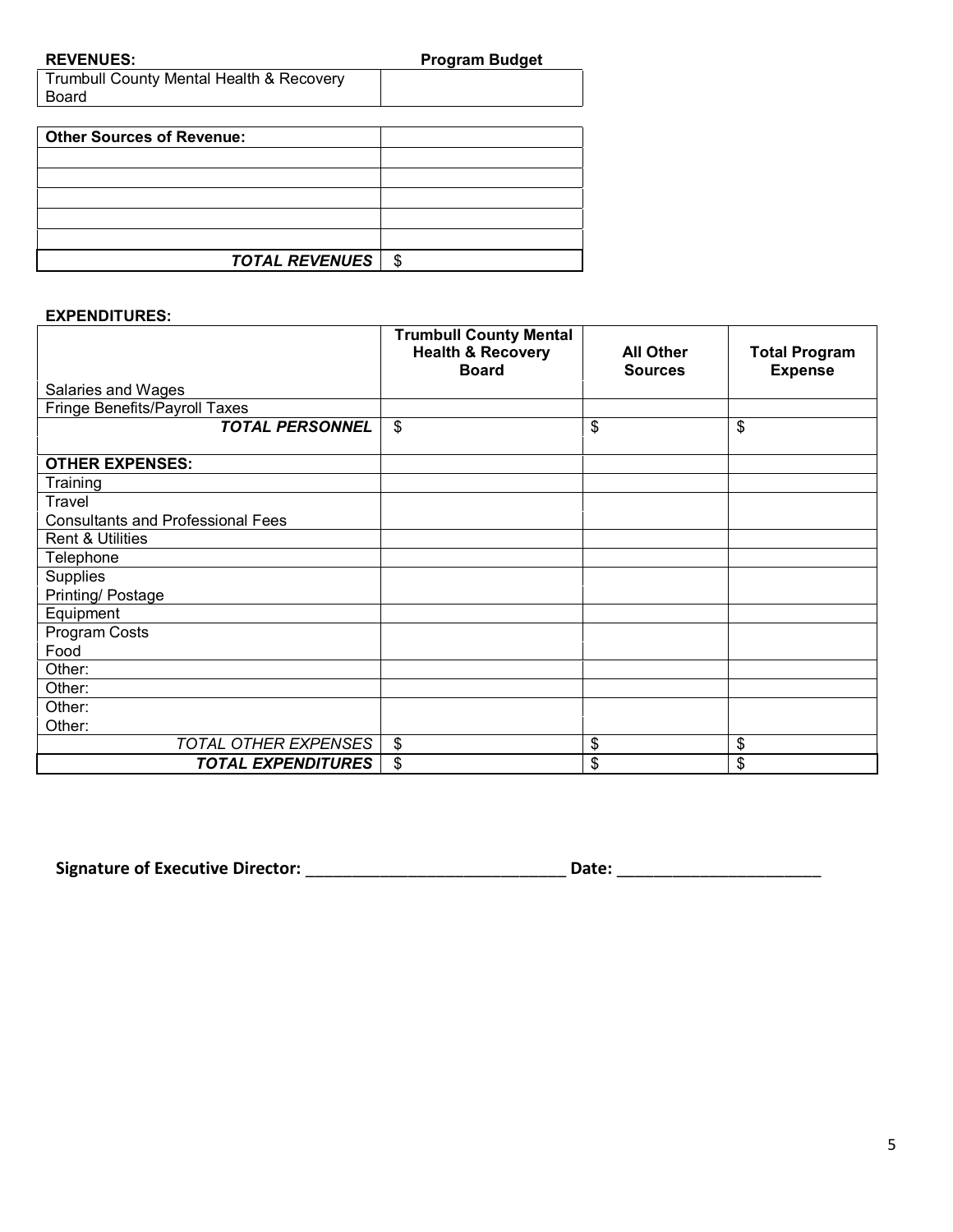**REVENUES:**

| | Program Budget |
|---|---|
| Trumbull County Mental Health & Recovery Board | |

| **Other Sources of Revenue:** | |
|---|---|
| | |
| | |
| | |
| | |
| | |
| ***TOTAL REVENUES*** | $ |

**EXPENDITURES:**

| | Trumbull County Mental Health & Recovery Board | All Other Sources | Total Program Expense |
|---|---|---|---|
| Salaries and Wages | | | |
| Fringe Benefits/Payroll Taxes | | | |
| ***TOTAL PERSONNEL*** | $ | $ | $ |
| **OTHER EXPENSES:** | | | |
| Training | | | |
| Travel | | | |
| Consultants and Professional Fees | | | |
| Rent & Utilities | | | |
| Telephone | | | |
| Supplies | | | |
| Printing/ Postage | | | |
| Equipment | | | |
| Program Costs | | | |
| Food | | | |
| Other: | | | |
| Other: | | | |
| Other: | | | |
| Other: | | | |
| *TOTAL OTHER EXPENSES* | $ | $ | $ |
| ***TOTAL EXPENDITURES*** | $ | $ | $ |

**Signature of Executive Director:** ______________________________ **Date:** _______________________